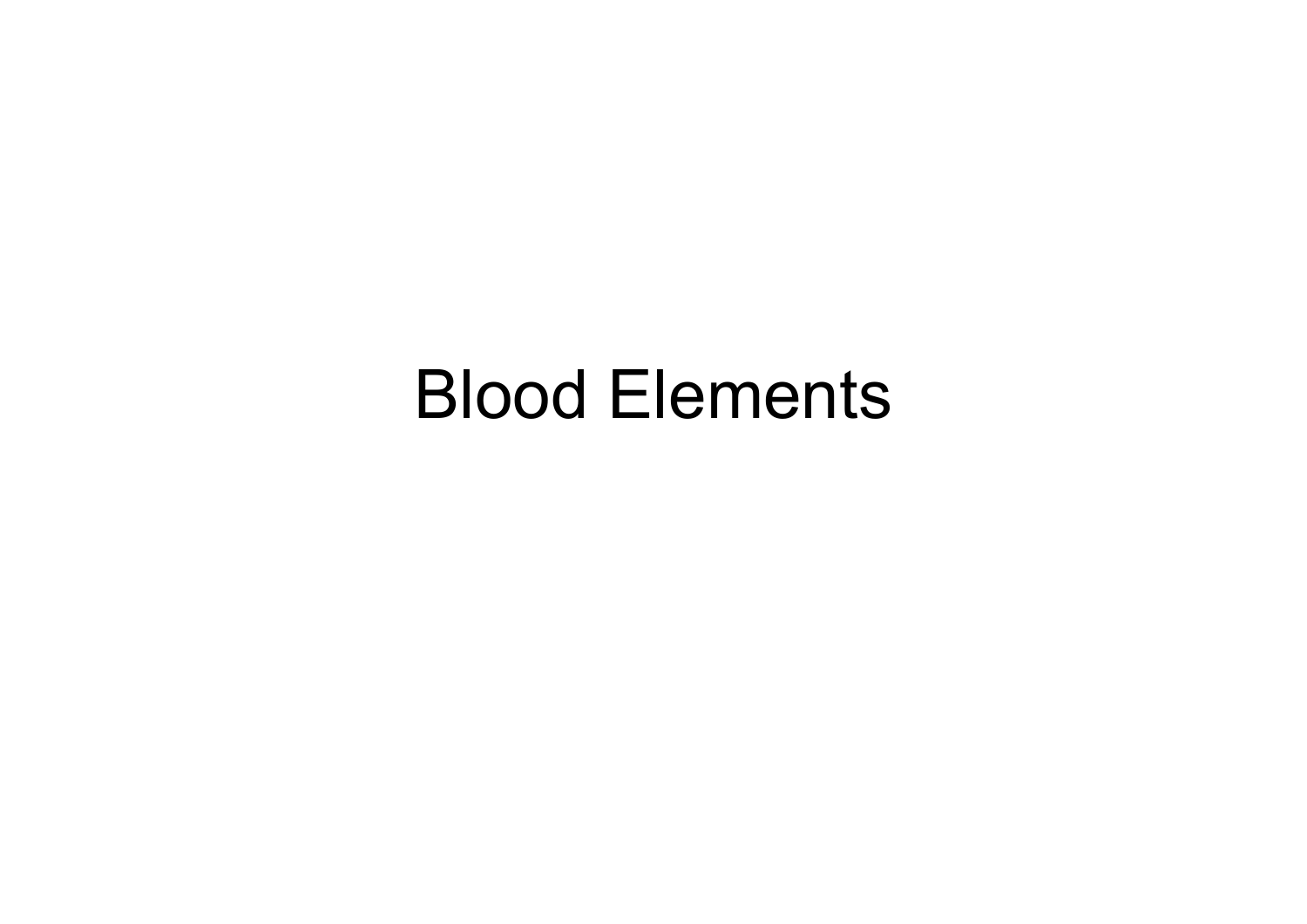# Blood Elements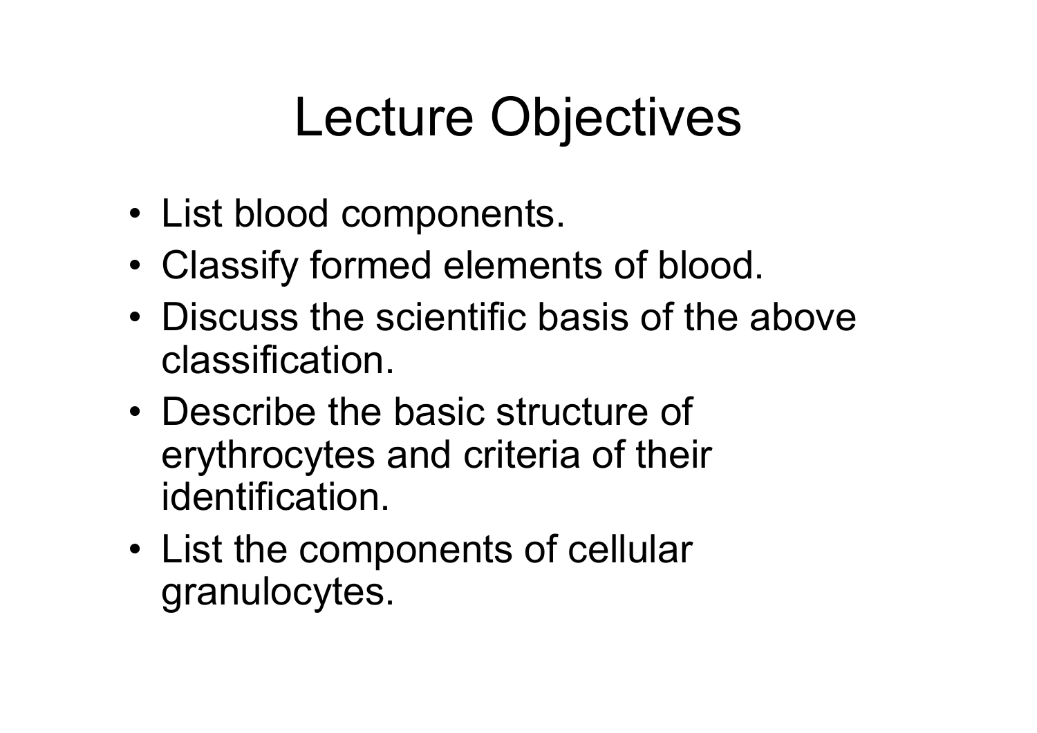# Lecture Objectives

- List blood components.
- Classify formed elements of blood.
- Discuss the scientific basis of the above classification.
- Describe the basic structure of erythrocytes and criteria of their identification.
- List the components of cellular granulocytes.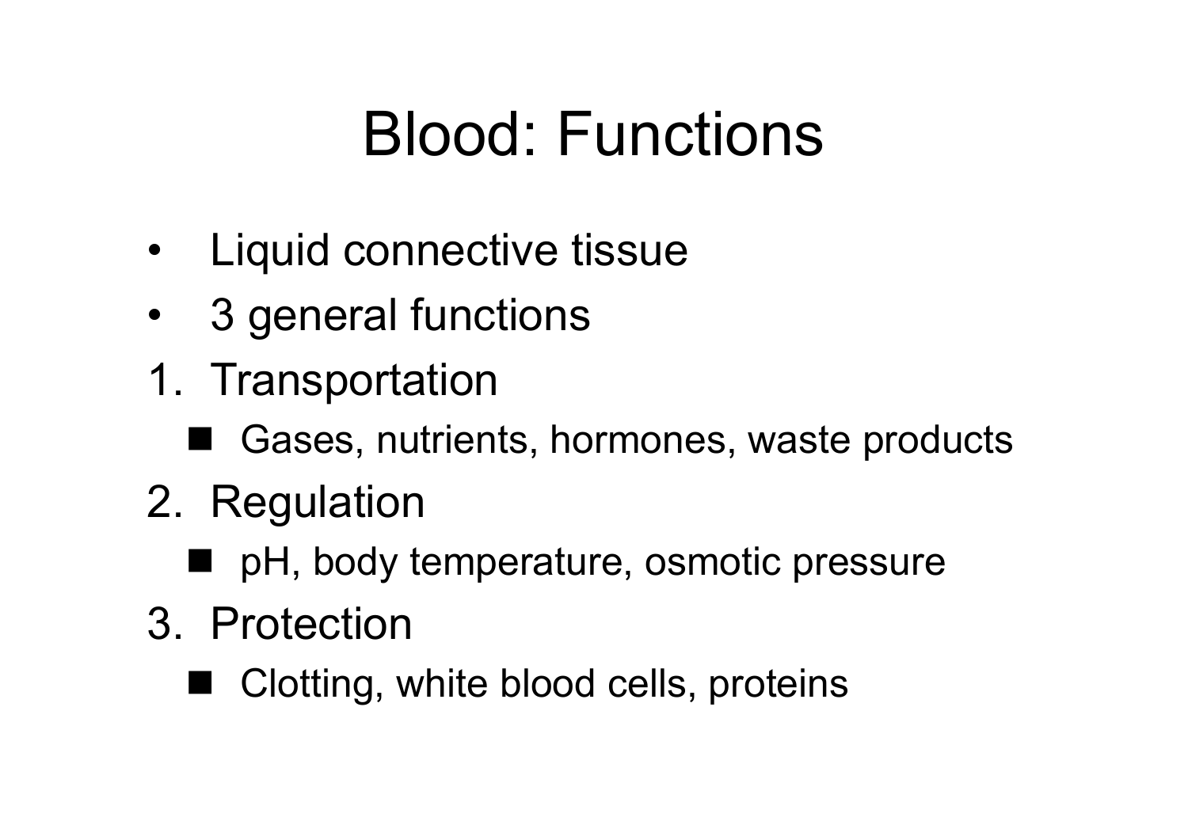# Blood: Functions

- Liquid connective tissue
- 3 general functions

1. Transportation
   - Gases, nutrients, hormones, waste products
2. Regulation
   - pH, body temperature, osmotic pressure
3. Protection
   - Clotting, white blood cells, proteins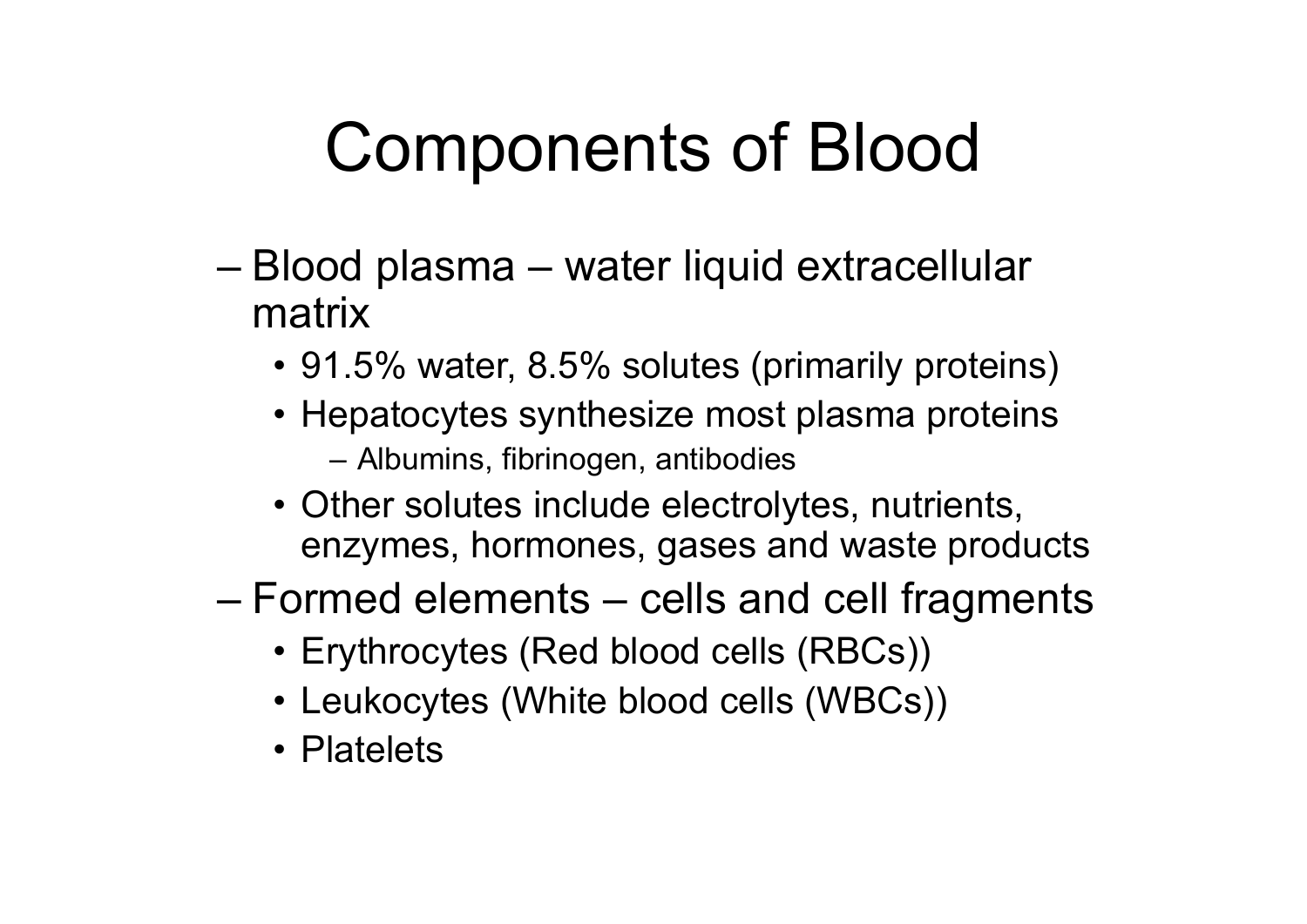# Components of Blood

- Blood plasma – water liquid extracellular matrix
  - 91.5% water, 8.5% solutes (primarily proteins)
  - Hepatocytes synthesize most plasma proteins
    - Albumins, fibrinogen, antibodies
  - Other solutes include electrolytes, nutrients, enzymes, hormones, gases and waste products
- Formed elements – cells and cell fragments
  - Erythrocytes (Red blood cells (RBCs))
  - Leukocytes (White blood cells (WBCs))
  - Platelets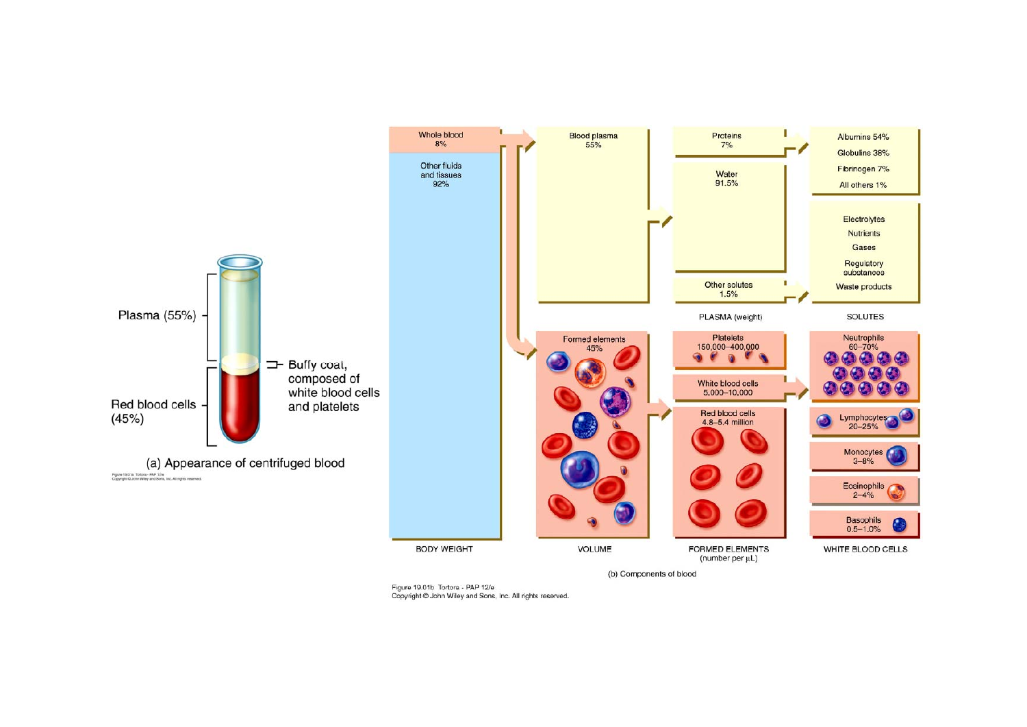Plasma (55%)

Buffy coat, composed of white blood cells and platelets

Red blood cells (45%)

(a) Appearance of centrifuged blood

| BODY WEIGHT | VOLUME | PLASMA (weight) | SOLUTES |
| --- | --- | --- | --- |
| Whole blood 8% | Blood plasma 55% | Proteins 7% | Albumins 54%<br>Globulins 38%<br>Fibrinogen 7%<br>All others 1% |
| Other fluids and tissues 92% | | Water 91.5% | |
| | | Other solutes 1.5% | Electrolytes<br>Nutrients<br>Gases<br>Regulatory substances<br>Waste products |

| VOLUME | FORMED ELEMENTS (number per µL) | WHITE BLOOD CELLS |
| --- | --- | --- |
| Formed elements 45% | Platelets 150,000–400,000 | |
| | White blood cells 5,000–10,000 | Neutrophils 60–70%<br>Lymphocytes 20–25%<br>Monocytes 3–8%<br>Eosinophils 2–4%<br>Basophils 0.5–1.0% |
| | Red blood cells 4.8–5.4 million | |

(b) Components of blood

Figure 19.01b Tortora - PAP 12/e
Copyright © John Wiley and Sons, Inc. All rights reserved.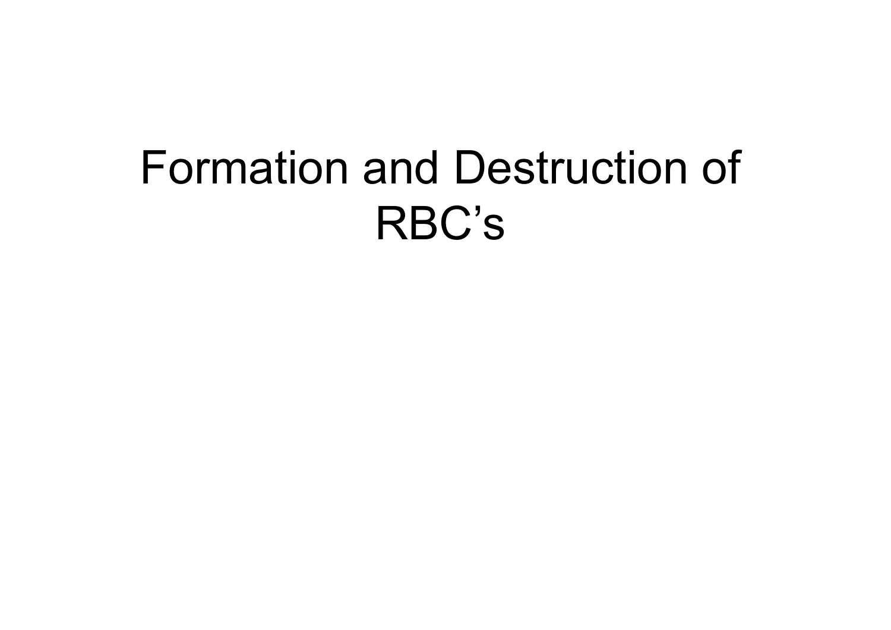# Formation and Destruction of RBC’s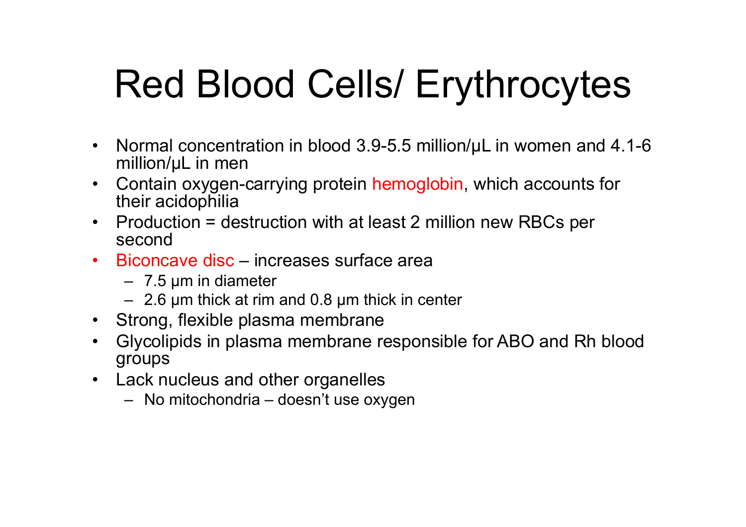# Red Blood Cells/ Erythrocytes

- Normal concentration in blood 3.9-5.5 million/μL in women and 4.1-6 million/μL in men
- Contain oxygen-carrying protein hemoglobin, which accounts for their acidophilia
- Production = destruction with at least 2 million new RBCs per second
- Biconcave disc – increases surface area
  - 7.5 μm in diameter
  - 2.6 μm thick at rim and 0.8 μm thick in center
- Strong, flexible plasma membrane
- Glycolipids in plasma membrane responsible for ABO and Rh blood groups
- Lack nucleus and other organelles
  - No mitochondria – doesn't use oxygen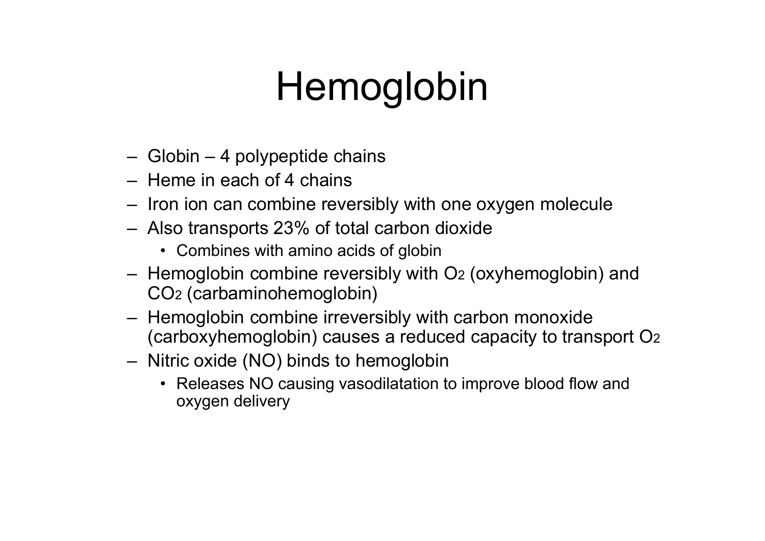# Hemoglobin

- Globin – 4 polypeptide chains
- Heme in each of 4 chains
- Iron ion can combine reversibly with one oxygen molecule
- Also transports 23% of total carbon dioxide
  - Combines with amino acids of globin
- Hemoglobin combine reversibly with $O_2$ (oxyhemoglobin) and $CO_2$ (carbaminohemoglobin)
- Hemoglobin combine irreversibly with carbon monoxide (carboxyhemoglobin) causes a reduced capacity to transport $O_2$
- Nitric oxide (NO) binds to hemoglobin
  - Releases NO causing vasodilatation to improve blood flow and oxygen delivery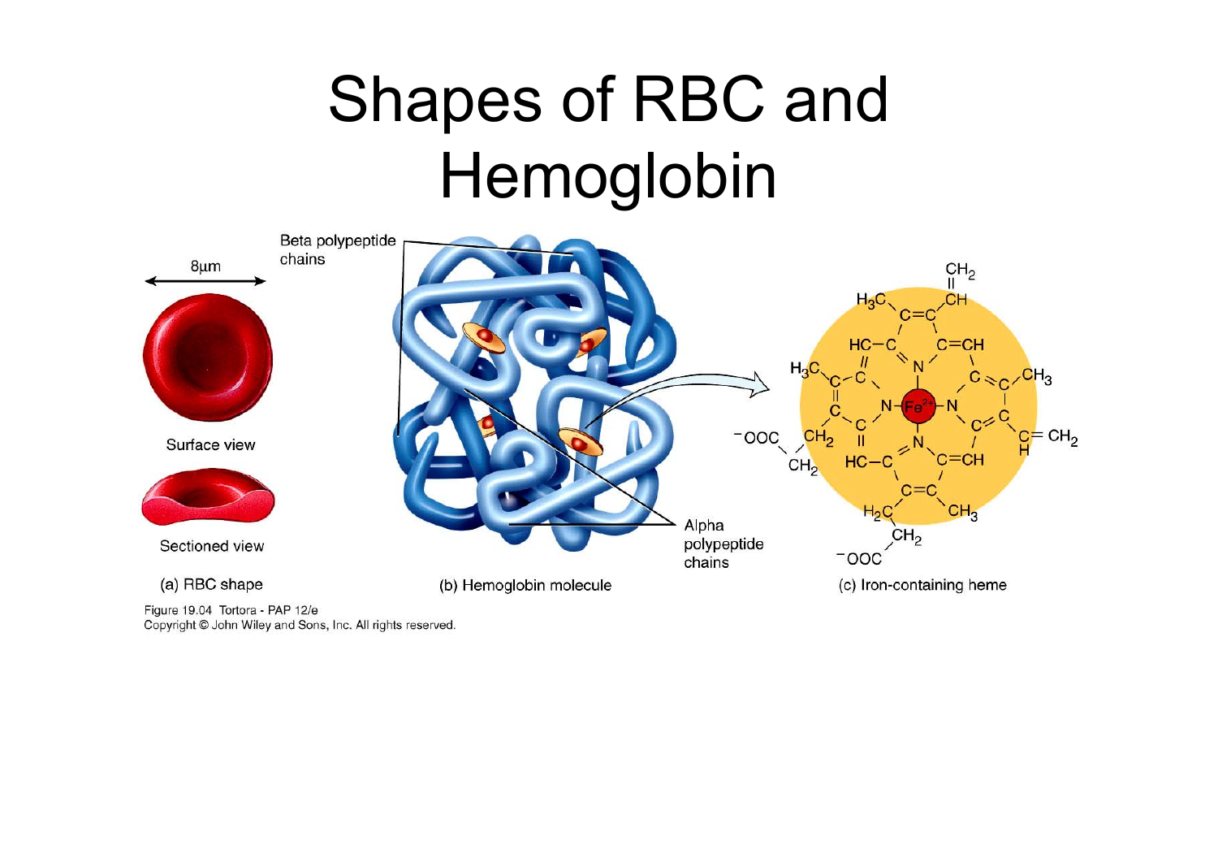# Shapes of RBC and Hemoglobin

8μm

Surface view

Sectioned view

(a) RBC shape

Beta polypeptide chains

Alpha polypeptide chains

(b) Hemoglobin molecule

(c) Iron-containing heme

Figure 19.04 Tortora - PAP 12/e
Copyright © John Wiley and Sons, Inc. All rights reserved.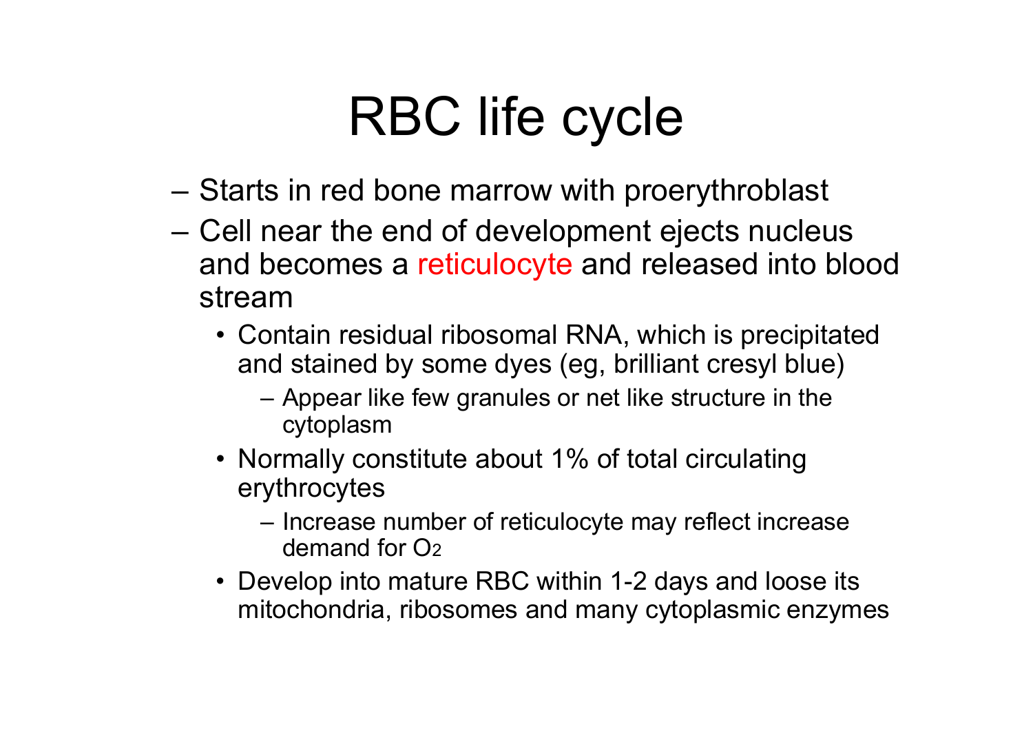# RBC life cycle

- Starts in red bone marrow with proerythroblast
- Cell near the end of development ejects nucleus and becomes a reticulocyte and released into blood stream
  - Contain residual ribosomal RNA, which is precipitated and stained by some dyes (eg, brilliant cresyl blue)
    - Appear like few granules or net like structure in the cytoplasm
  - Normally constitute about 1% of total circulating erythrocytes
    - Increase number of reticulocyte may reflect increase demand for $O_2$
  - Develop into mature RBC within 1-2 days and loose its mitochondria, ribosomes and many cytoplasmic enzymes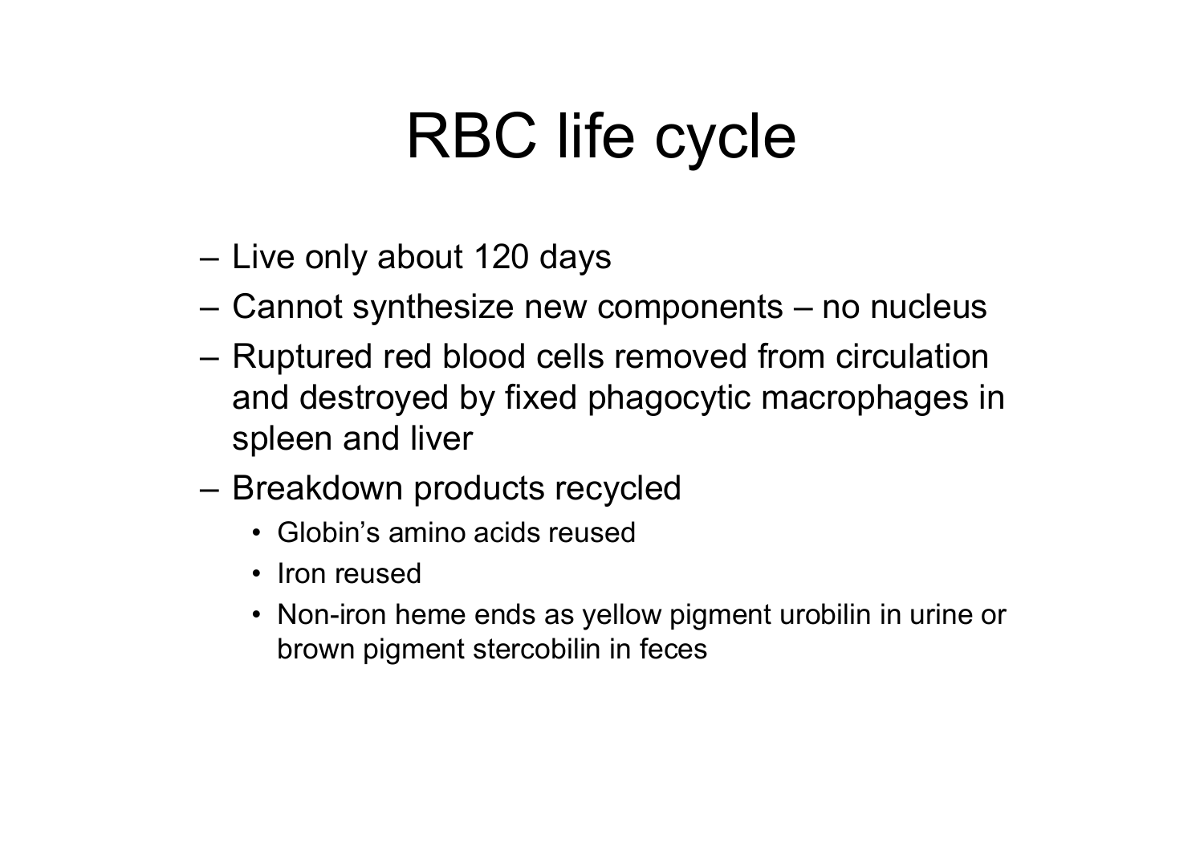# RBC life cycle

- Live only about 120 days
- Cannot synthesize new components – no nucleus
- Ruptured red blood cells removed from circulation and destroyed by fixed phagocytic macrophages in spleen and liver
- Breakdown products recycled
  - Globin's amino acids reused
  - Iron reused
  - Non-iron heme ends as yellow pigment urobilin in urine or brown pigment stercobilin in feces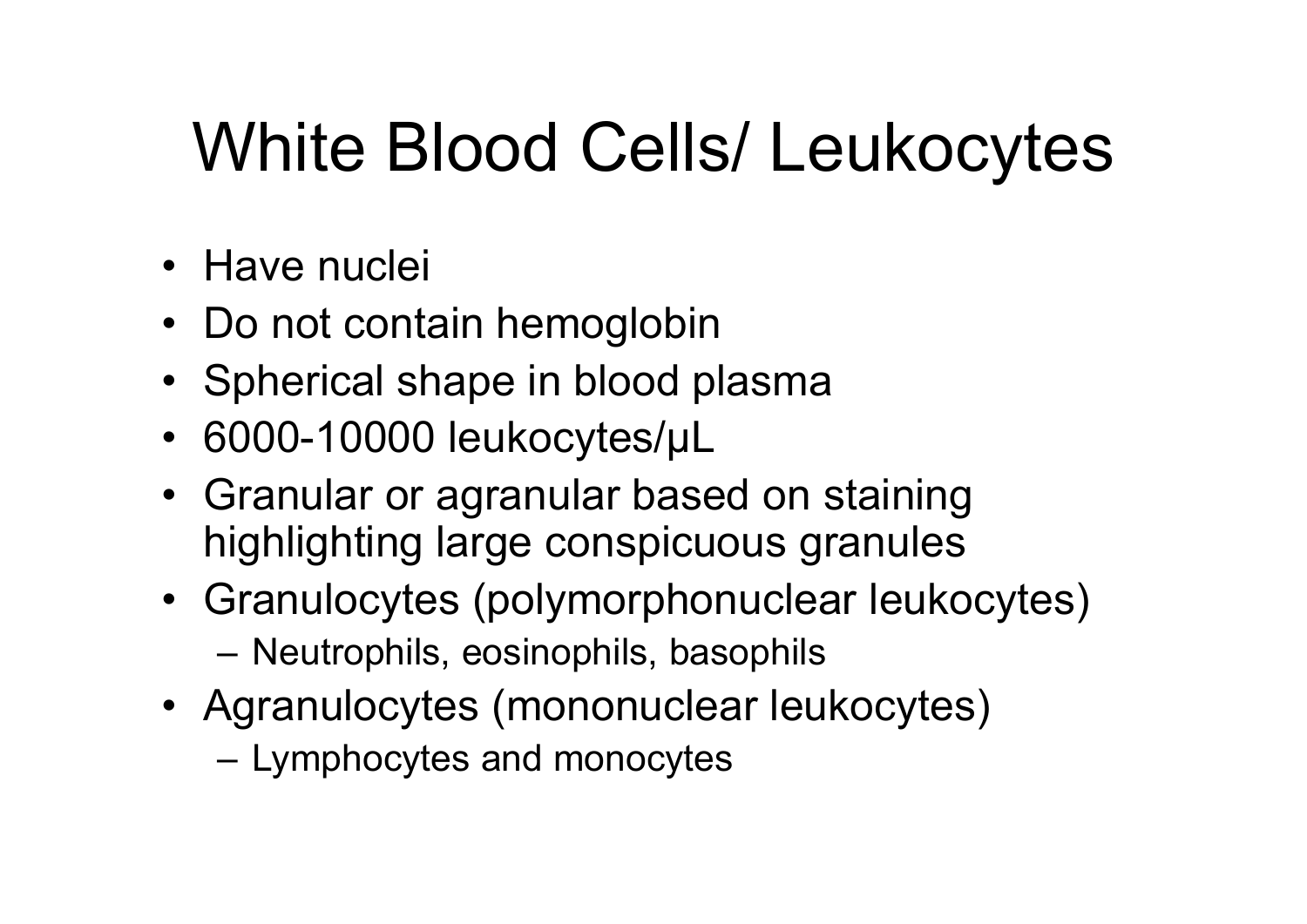# White Blood Cells/ Leukocytes

- Have nuclei
- Do not contain hemoglobin
- Spherical shape in blood plasma
- 6000-10000 leukocytes/μL
- Granular or agranular based on staining highlighting large conspicuous granules
- Granulocytes (polymorphonuclear leukocytes)
  - Neutrophils, eosinophils, basophils
- Agranulocytes (mononuclear leukocytes)
  - Lymphocytes and monocytes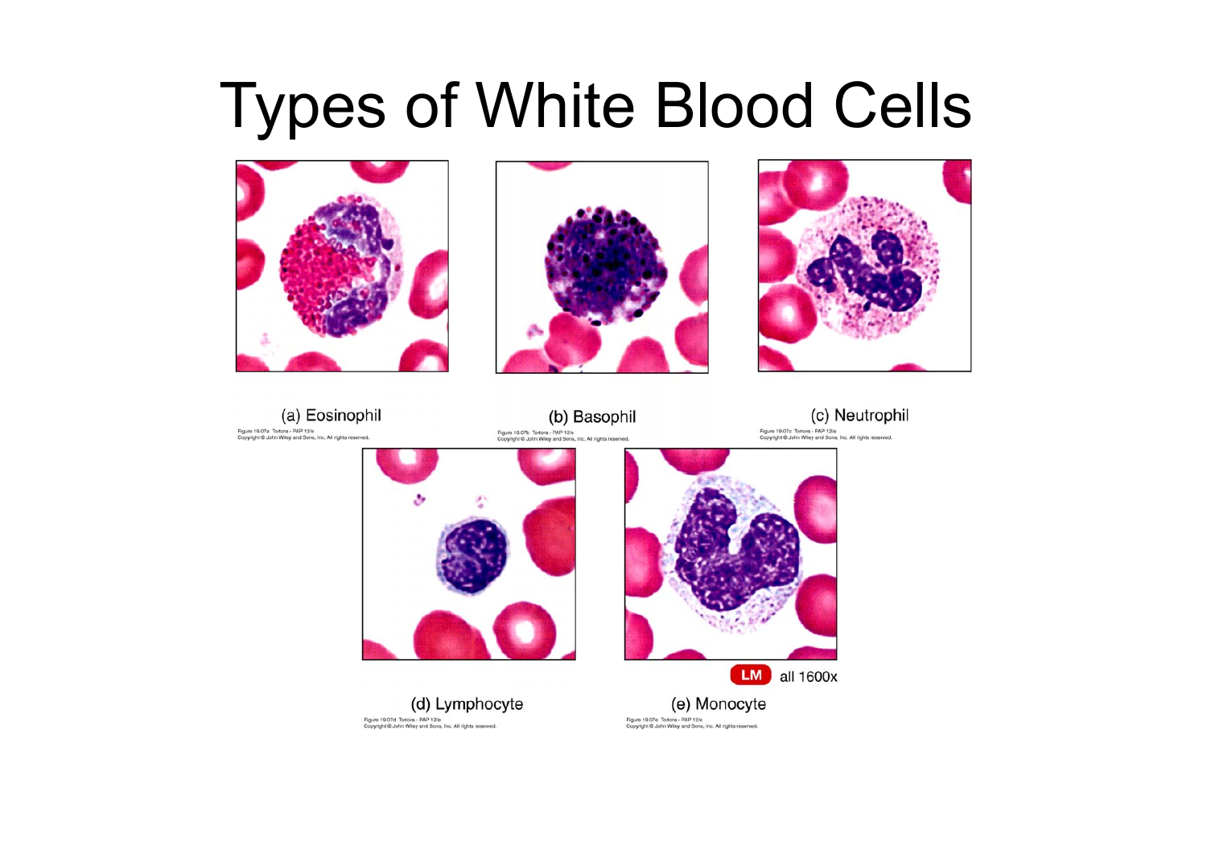# Types of White Blood Cells

(a) Eosinophil

Figure 19.07a Tortora - PAP 12/e
Copyright © John Wiley and Sons, Inc. All rights reserved.

(b) Basophil

Figure 19.07b Tortora - PAP 12/e
Copyright © John Wiley and Sons, Inc. All rights reserved.

(c) Neutrophil

Figure 19.07c Tortora - PAP 12/e
Copyright © John Wiley and Sons, Inc. All rights reserved.

LM all 1600x

(d) Lymphocyte

Figure 19.07d Tortora - PAP 12/e
Copyright © John Wiley and Sons, Inc. All rights reserved.

(e) Monocyte

Figure 19.07e Tortora - PAP 12/e
Copyright © John Wiley and Sons, Inc. All rights reserved.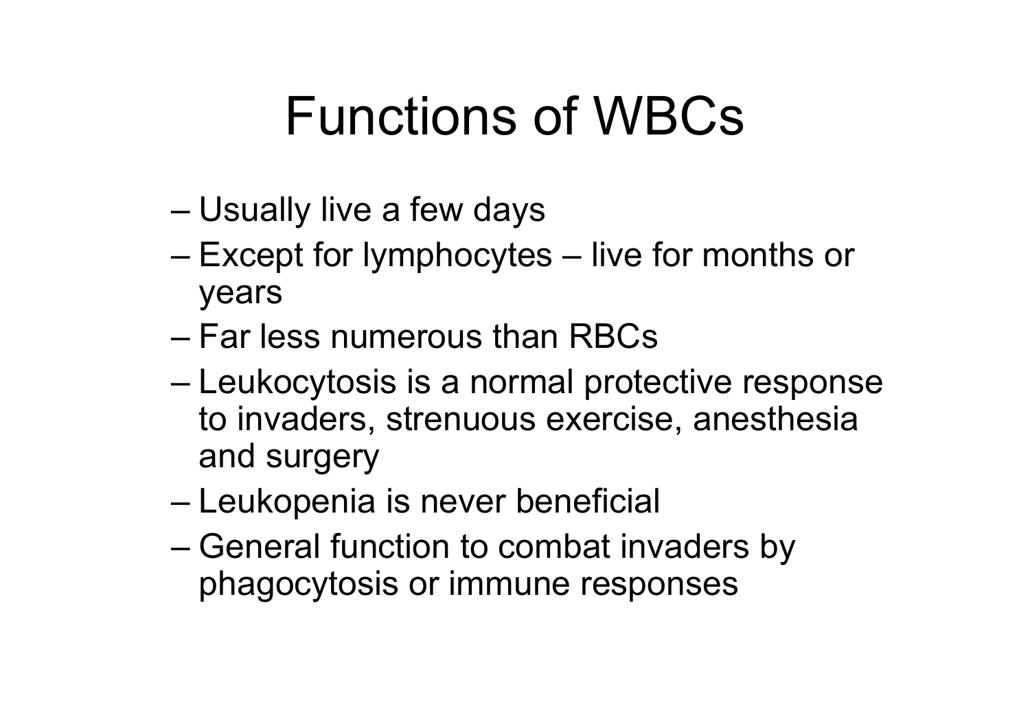# Functions of WBCs

- Usually live a few days
- Except for lymphocytes – live for months or years
- Far less numerous than RBCs
- Leukocytosis is a normal protective response to invaders, strenuous exercise, anesthesia and surgery
- Leukopenia is never beneficial
- General function to combat invaders by phagocytosis or immune responses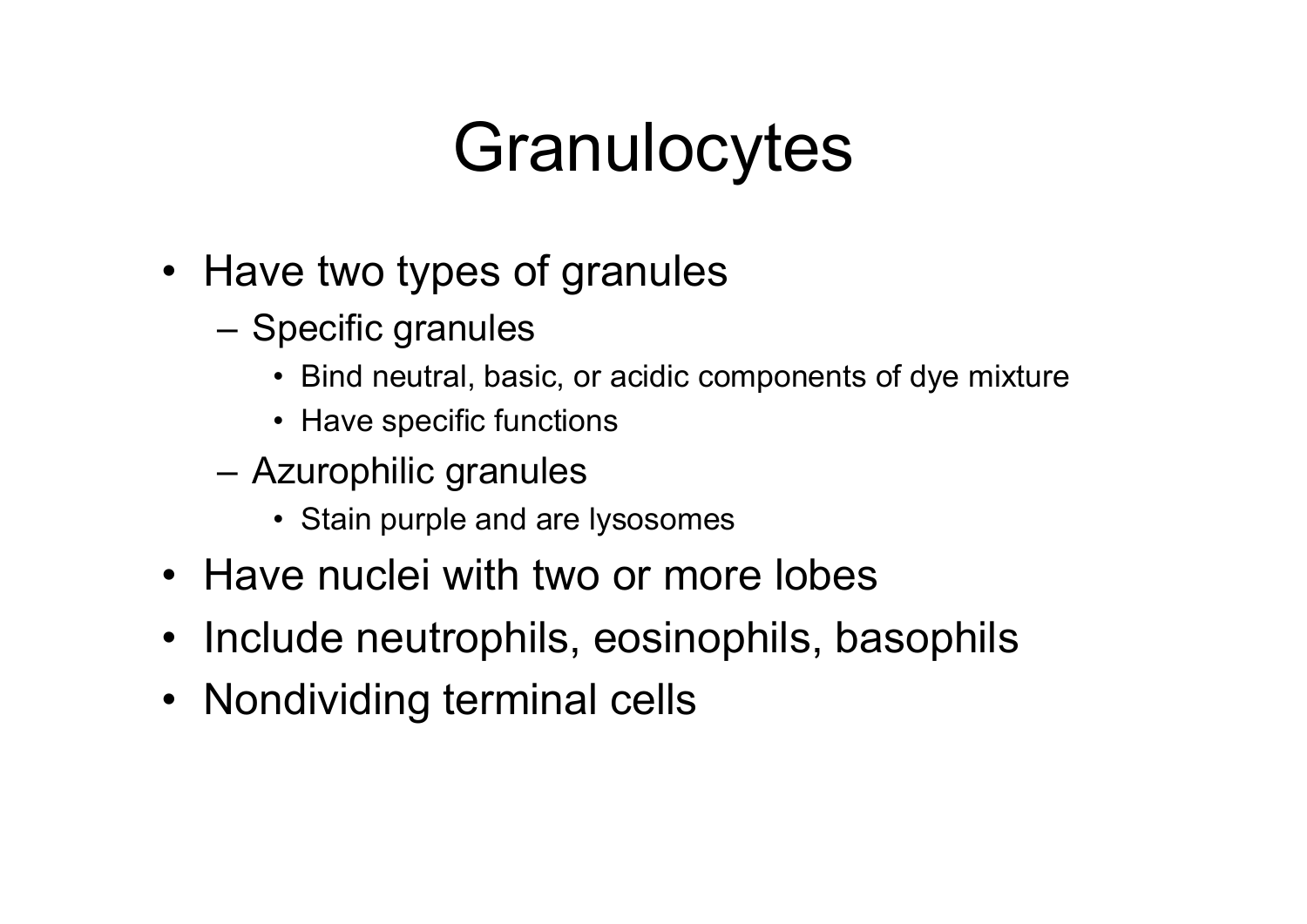# Granulocytes

- Have two types of granules
  - Specific granules
    - Bind neutral, basic, or acidic components of dye mixture
    - Have specific functions
  - Azurophilic granules
    - Stain purple and are lysosomes
- Have nuclei with two or more lobes
- Include neutrophils, eosinophils, basophils
- Nondividing terminal cells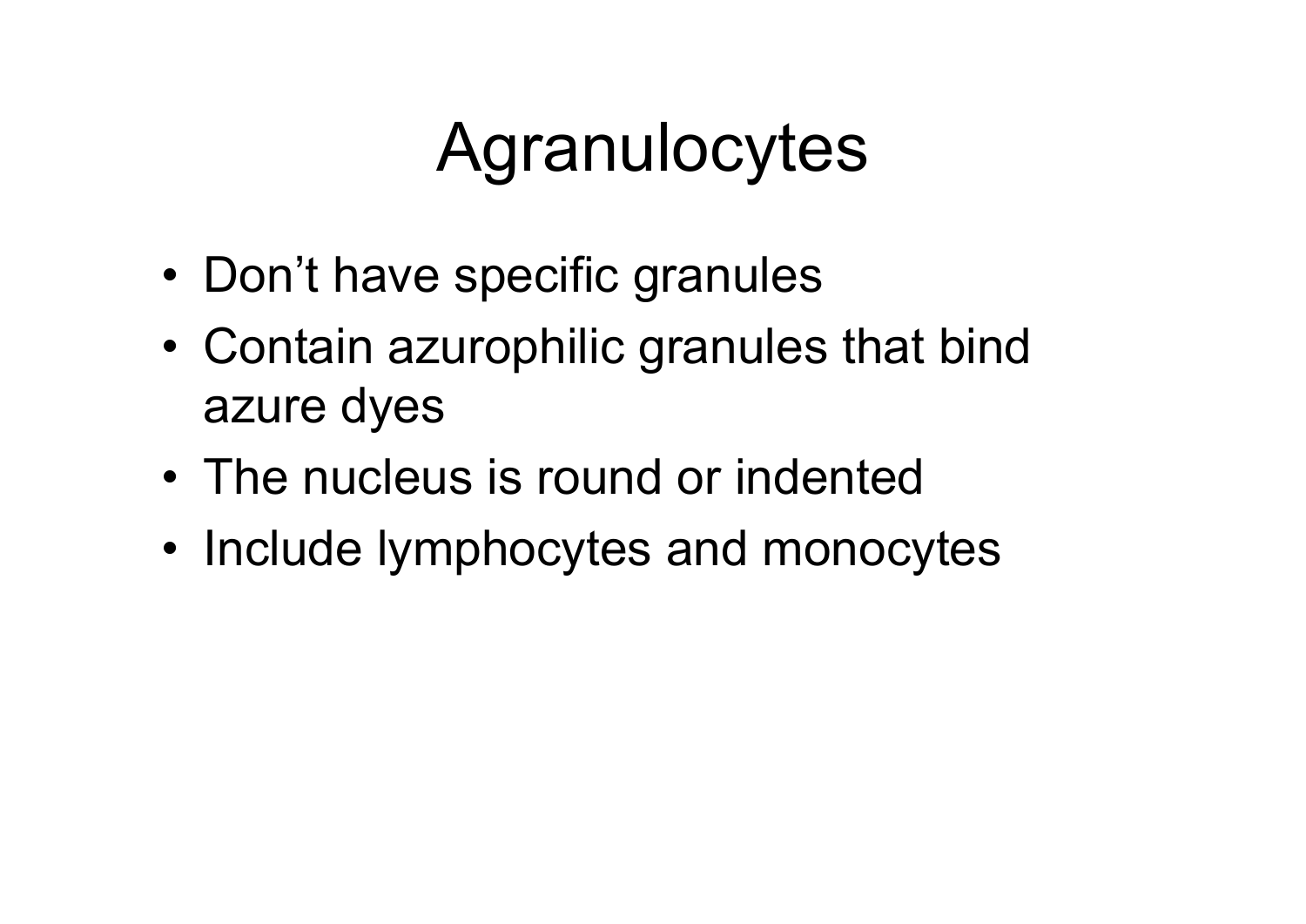# Agranulocytes

- Don’t have specific granules
- Contain azurophilic granules that bind azure dyes
- The nucleus is round or indented
- Include lymphocytes and monocytes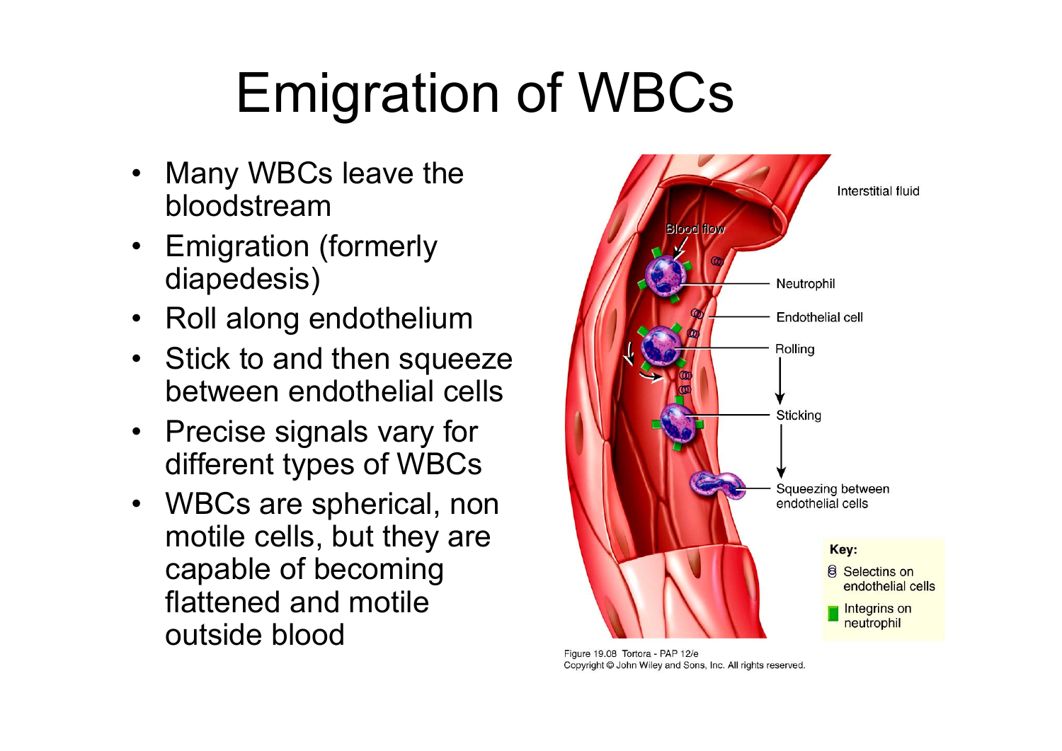# Emigration of WBCs

- Many WBCs leave the bloodstream
- Emigration (formerly diapedesis)
- Roll along endothelium
- Stick to and then squeeze between endothelial cells
- Precise signals vary for different types of WBCs
- WBCs are spherical, non motile cells, but they are capable of becoming flattened and motile outside blood

Interstitial fluid

Blood flow

Neutrophil

Endothelial cell

Rolling

Sticking

Squeezing between endothelial cells

**Key:**

Selectins on endothelial cells

Integrins on neutrophil

Figure 19.08 Tortora - PAP 12/e
Copyright © John Wiley and Sons, Inc. All rights reserved.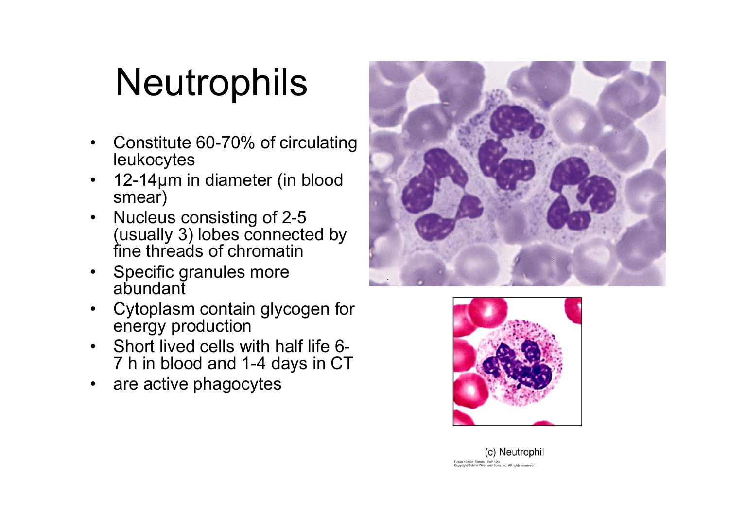# Neutrophils

- Constitute 60-70% of circulating leukocytes
- 12-14μm in diameter (in blood smear)
- Nucleus consisting of 2-5 (usually 3) lobes connected by fine threads of chromatin
- Specific granules more abundant
- Cytoplasm contain glycogen for energy production
- Short lived cells with half life 6-7 h in blood and 1-4 days in CT
- are active phagocytes

(c) Neutrophil

Figure 19.07c Tortora - PAP 12/e
Copyright © John Wiley and Sons, Inc. All rights reserved.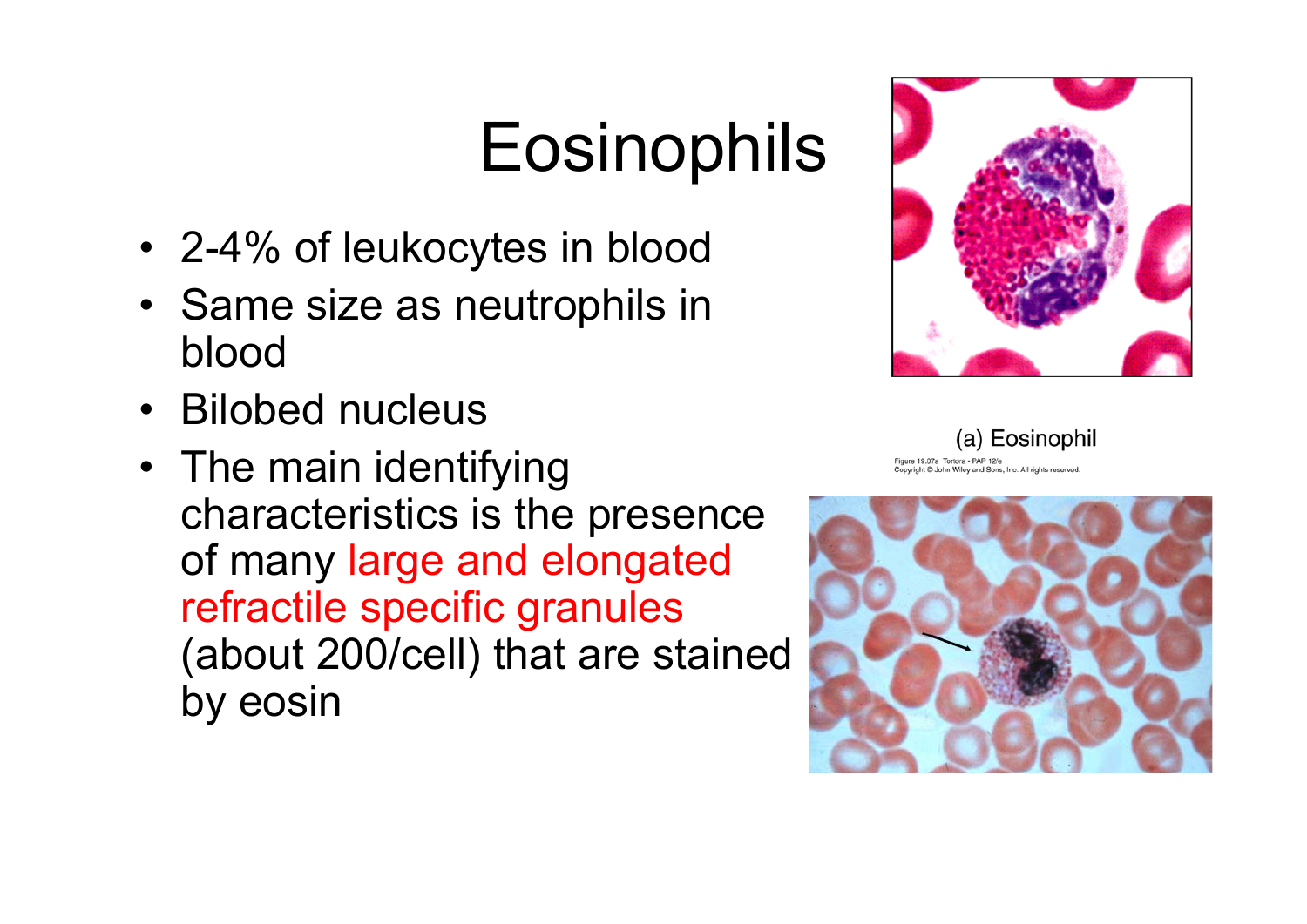# Eosinophils

- 2-4% of leukocytes in blood
- Same size as neutrophils in blood
- Bilobed nucleus
- The main identifying characteristics is the presence of many large and elongated refractile specific granules (about 200/cell) that are stained by eosin

(a) Eosinophil

Figure 19.07a Tortora - PAP 12/e
Copyright © John Wiley and Sons, Inc. All rights reserved.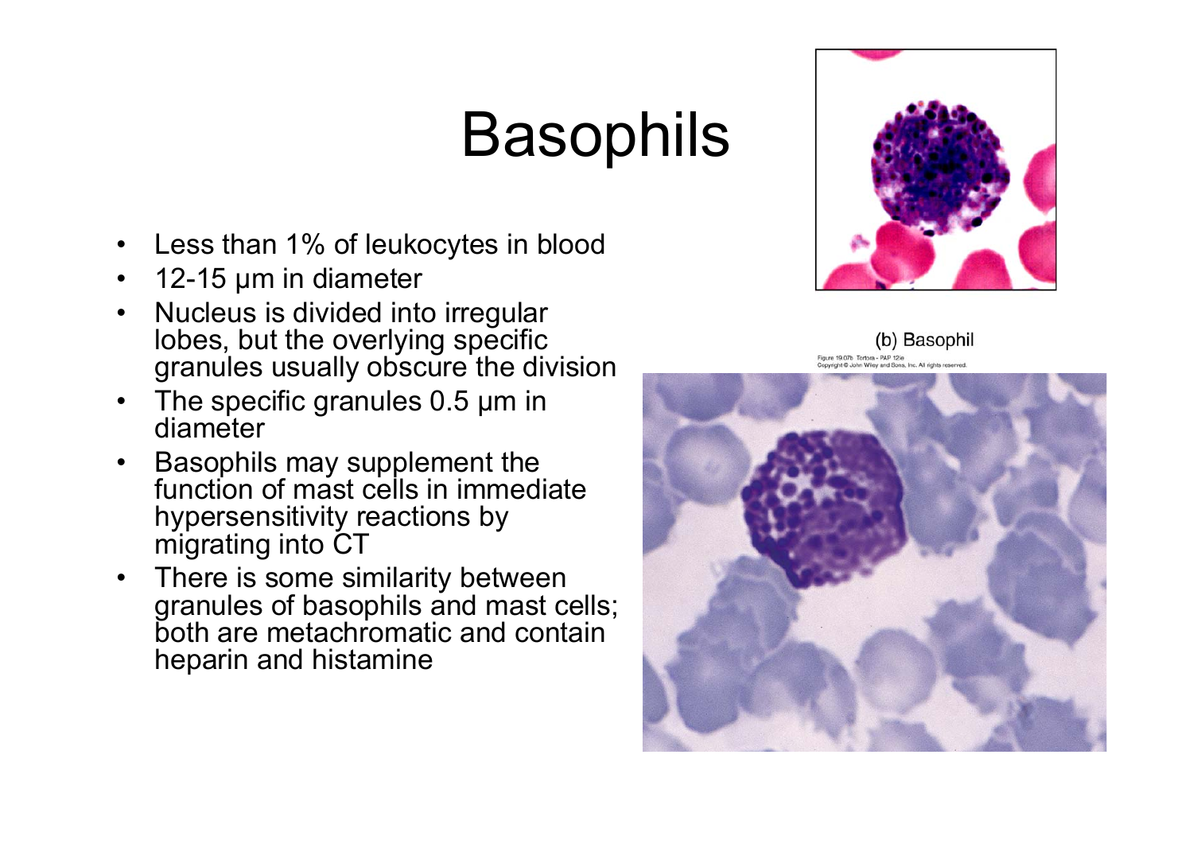# Basophils

- Less than 1% of leukocytes in blood
- 12-15 μm in diameter
- Nucleus is divided into irregular lobes, but the overlying specific granules usually obscure the division
- The specific granules 0.5 μm in diameter
- Basophils may supplement the function of mast cells in immediate hypersensitivity reactions by migrating into CT
- There is some similarity between granules of basophils and mast cells; both are metachromatic and contain heparin and histamine

(b) Basophil

Figure 19.07b Tortora - PAP 12/e
Copyright © John Wiley and Sons, Inc. All rights reserved.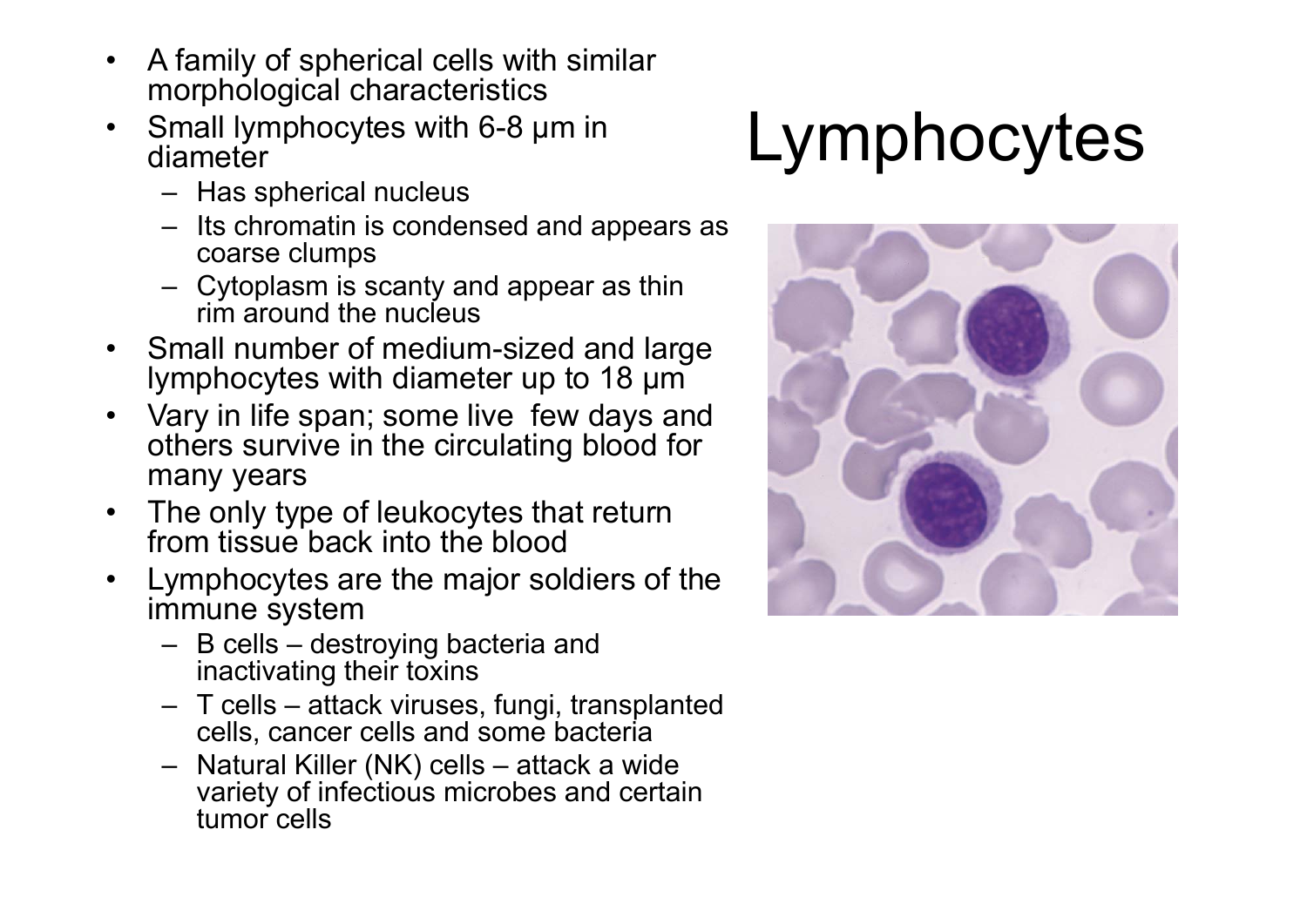# Lymphocytes

- A family of spherical cells with similar morphological characteristics
- Small lymphocytes with 6-8 µm in diameter
  - Has spherical nucleus
  - Its chromatin is condensed and appears as coarse clumps
  - Cytoplasm is scanty and appear as thin rim around the nucleus
- Small number of medium-sized and large lymphocytes with diameter up to 18 µm
- Vary in life span; some live few days and others survive in the circulating blood for many years
- The only type of leukocytes that return from tissue back into the blood
- Lymphocytes are the major soldiers of the immune system
  - B cells – destroying bacteria and inactivating their toxins
  - T cells – attack viruses, fungi, transplanted cells, cancer cells and some bacteria
  - Natural Killer (NK) cells – attack a wide variety of infectious microbes and certain tumor cells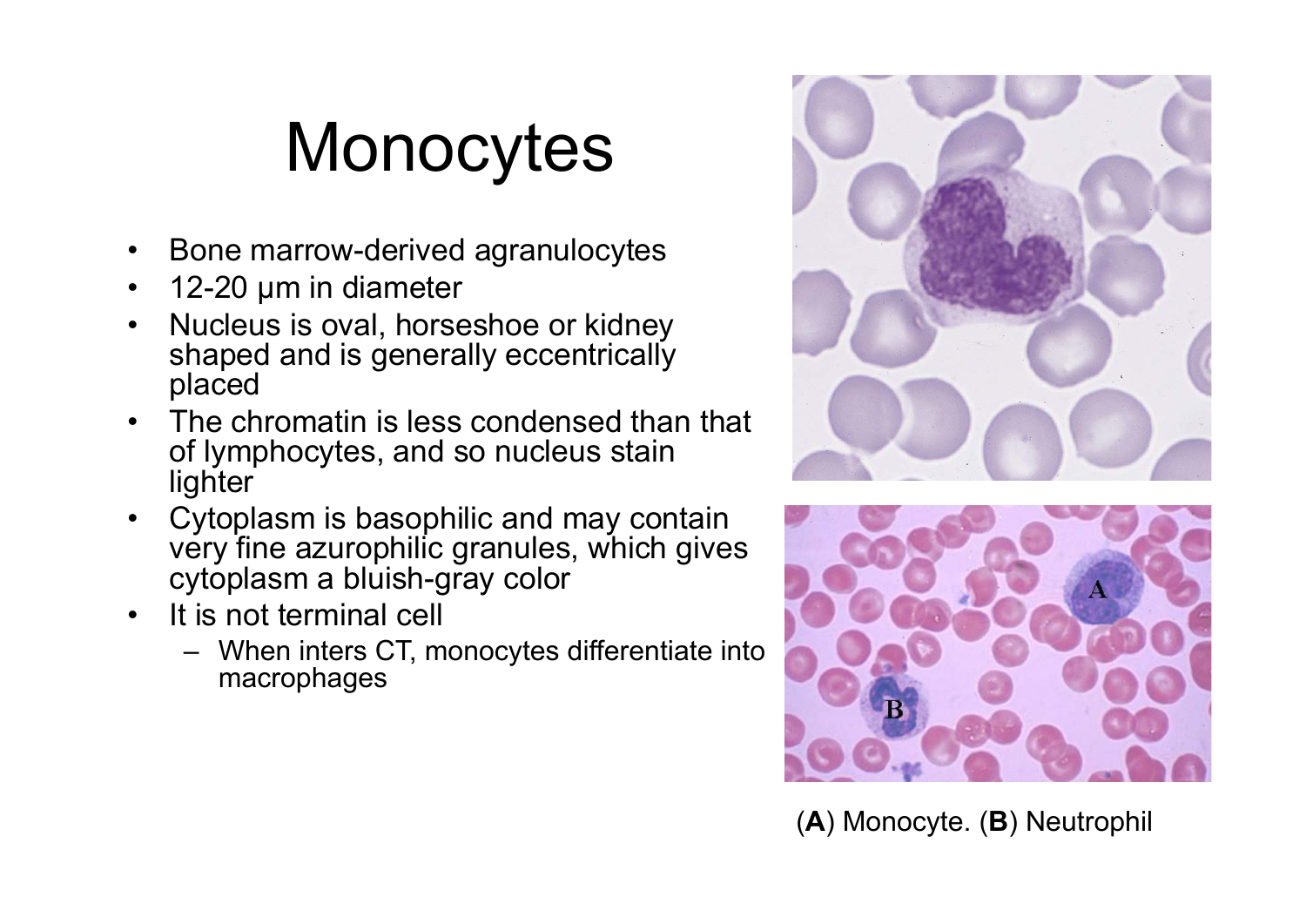# Monocytes

- Bone marrow-derived agranulocytes
- 12-20 μm in diameter
- Nucleus is oval, horseshoe or kidney shaped and is generally eccentrically placed
- The chromatin is less condensed than that of lymphocytes, and so nucleus stain lighter
- Cytoplasm is basophilic and may contain very fine azurophilic granules, which gives cytoplasm a bluish-gray color
- It is not terminal cell
  - When inters CT, monocytes differentiate into macrophages

(**A**) Monocyte. (**B**) Neutrophil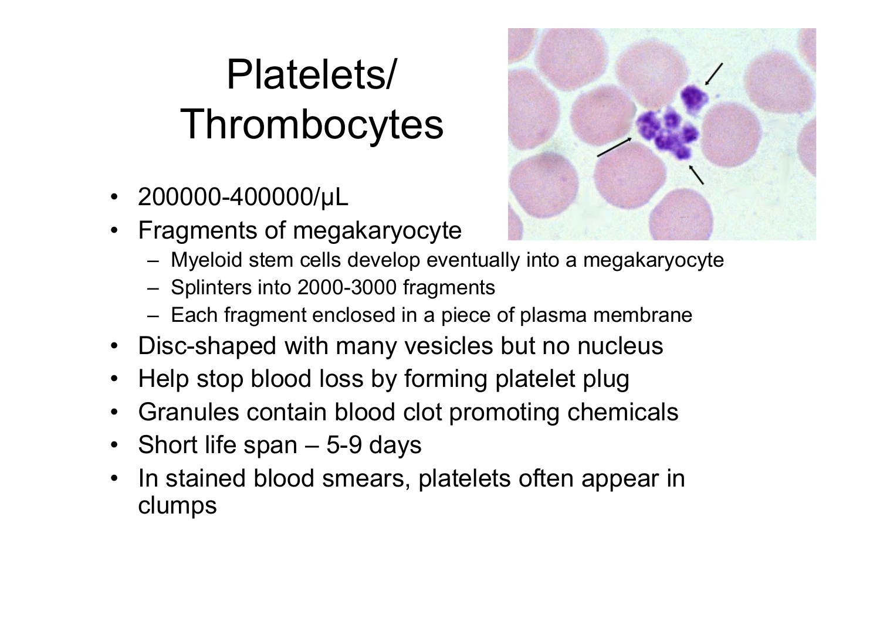# Platelets/ Thrombocytes

- 200000-400000/μL
- Fragments of megakaryocyte
  - Myeloid stem cells develop eventually into a megakaryocyte
  - Splinters into 2000-3000 fragments
  - Each fragment enclosed in a piece of plasma membrane
- Disc-shaped with many vesicles but no nucleus
- Help stop blood loss by forming platelet plug
- Granules contain blood clot promoting chemicals
- Short life span – 5-9 days
- In stained blood smears, platelets often appear in clumps